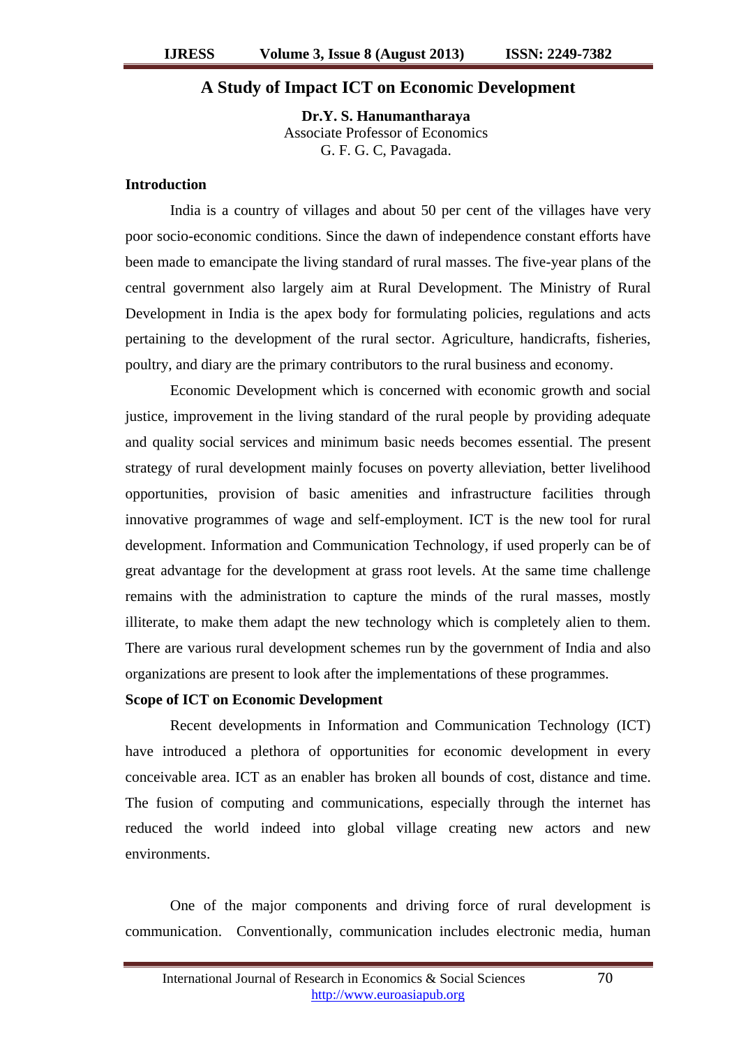# A Study of Impact ICT on Economic Development

**Dr.Y. S. Hanumantharaya**
Associate Professor of Economics
G. F. G. C, Pavagada.

## Introduction

India is a country of villages and about 50 per cent of the villages have very poor socio-economic conditions. Since the dawn of independence constant efforts have been made to emancipate the living standard of rural masses. The five-year plans of the central government also largely aim at Rural Development. The Ministry of Rural Development in India is the apex body for formulating policies, regulations and acts pertaining to the development of the rural sector. Agriculture, handicrafts, fisheries, poultry, and diary are the primary contributors to the rural business and economy.

Economic Development which is concerned with economic growth and social justice, improvement in the living standard of the rural people by providing adequate and quality social services and minimum basic needs becomes essential. The present strategy of rural development mainly focuses on poverty alleviation, better livelihood opportunities, provision of basic amenities and infrastructure facilities through innovative programmes of wage and self-employment. ICT is the new tool for rural development. Information and Communication Technology, if used properly can be of great advantage for the development at grass root levels. At the same time challenge remains with the administration to capture the minds of the rural masses, mostly illiterate, to make them adapt the new technology which is completely alien to them. There are various rural development schemes run by the government of India and also organizations are present to look after the implementations of these programmes.

## Scope of ICT on Economic Development

Recent developments in Information and Communication Technology (ICT) have introduced a plethora of opportunities for economic development in every conceivable area. ICT as an enabler has broken all bounds of cost, distance and time. The fusion of computing and communications, especially through the internet has reduced the world indeed into global village creating new actors and new environments.

One of the major components and driving force of rural development is communication. Conventionally, communication includes electronic media, human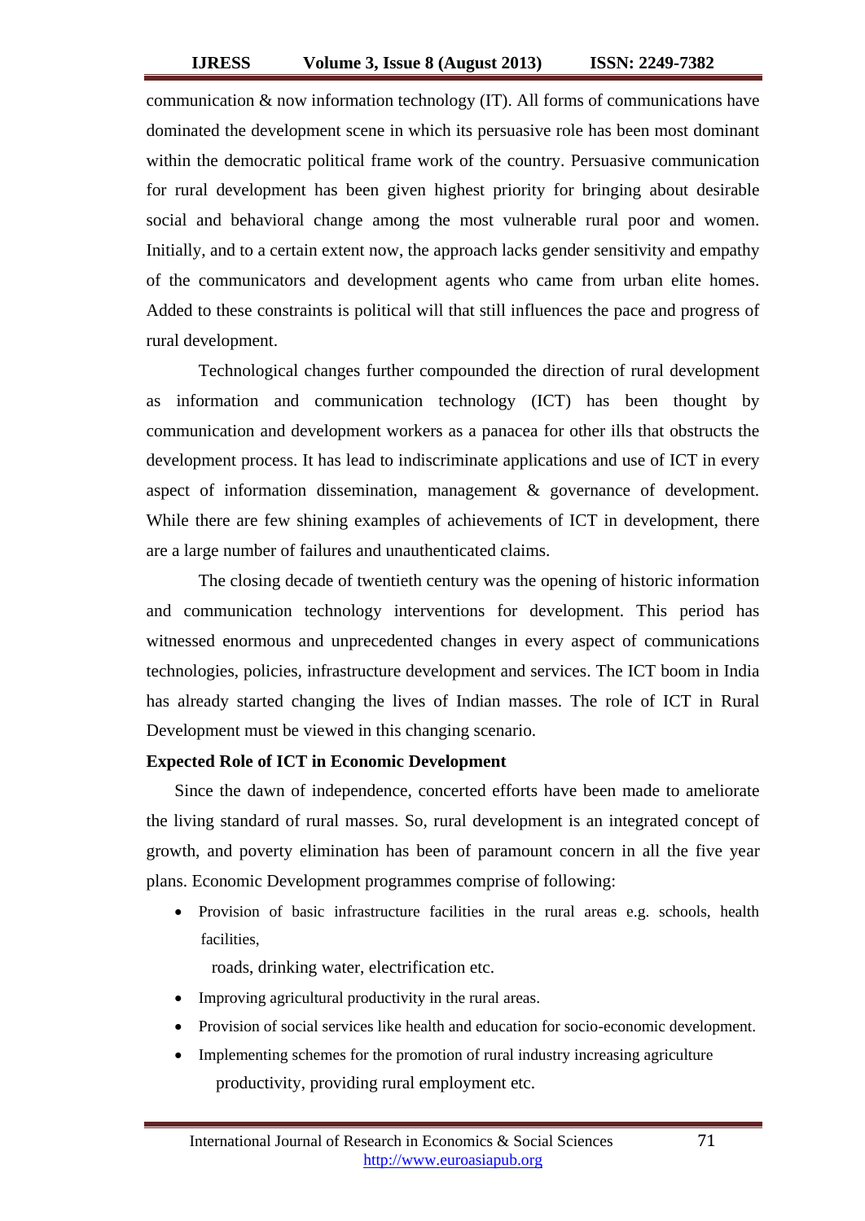communication & now information technology (IT). All forms of communications have dominated the development scene in which its persuasive role has been most dominant within the democratic political frame work of the country. Persuasive communication for rural development has been given highest priority for bringing about desirable social and behavioral change among the most vulnerable rural poor and women. Initially, and to a certain extent now, the approach lacks gender sensitivity and empathy of the communicators and development agents who came from urban elite homes. Added to these constraints is political will that still influences the pace and progress of rural development.

Technological changes further compounded the direction of rural development as information and communication technology (ICT) has been thought by communication and development workers as a panacea for other ills that obstructs the development process. It has lead to indiscriminate applications and use of ICT in every aspect of information dissemination, management & governance of development. While there are few shining examples of achievements of ICT in development, there are a large number of failures and unauthenticated claims.

The closing decade of twentieth century was the opening of historic information and communication technology interventions for development. This period has witnessed enormous and unprecedented changes in every aspect of communications technologies, policies, infrastructure development and services. The ICT boom in India has already started changing the lives of Indian masses. The role of ICT in Rural Development must be viewed in this changing scenario.

**Expected Role of ICT in Economic Development**

Since the dawn of independence, concerted efforts have been made to ameliorate the living standard of rural masses. So, rural development is an integrated concept of growth, and poverty elimination has been of paramount concern in all the five year plans. Economic Development programmes comprise of following:

- Provision of basic infrastructure facilities in the rural areas e.g. schools, health facilities, roads, drinking water, electrification etc.
- Improving agricultural productivity in the rural areas.
- Provision of social services like health and education for socio-economic development.
- Implementing schemes for the promotion of rural industry increasing agriculture productivity, providing rural employment etc.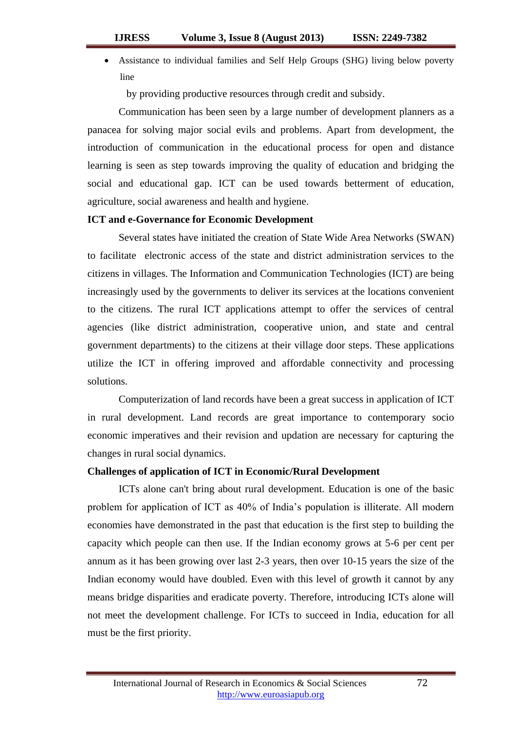- Assistance to individual families and Self Help Groups (SHG) living below poverty line

  by providing productive resources through credit and subsidy.

Communication has been seen by a large number of development planners as a panacea for solving major social evils and problems. Apart from development, the introduction of communication in the educational process for open and distance learning is seen as step towards improving the quality of education and bridging the social and educational gap. ICT can be used towards betterment of education, agriculture, social awareness and health and hygiene.

**ICT and e-Governance for Economic Development**

Several states have initiated the creation of State Wide Area Networks (SWAN) to facilitate electronic access of the state and district administration services to the citizens in villages. The Information and Communication Technologies (ICT) are being increasingly used by the governments to deliver its services at the locations convenient to the citizens. The rural ICT applications attempt to offer the services of central agencies (like district administration, cooperative union, and state and central government departments) to the citizens at their village door steps. These applications utilize the ICT in offering improved and affordable connectivity and processing solutions.

Computerization of land records have been a great success in application of ICT in rural development. Land records are great importance to contemporary socio economic imperatives and their revision and updation are necessary for capturing the changes in rural social dynamics.

**Challenges of application of ICT in Economic/Rural Development**

ICTs alone can't bring about rural development. Education is one of the basic problem for application of ICT as 40% of India's population is illiterate. All modern economies have demonstrated in the past that education is the first step to building the capacity which people can then use. If the Indian economy grows at 5-6 per cent per annum as it has been growing over last 2-3 years, then over 10-15 years the size of the Indian economy would have doubled. Even with this level of growth it cannot by any means bridge disparities and eradicate poverty. Therefore, introducing ICTs alone will not meet the development challenge. For ICTs to succeed in India, education for all must be the first priority.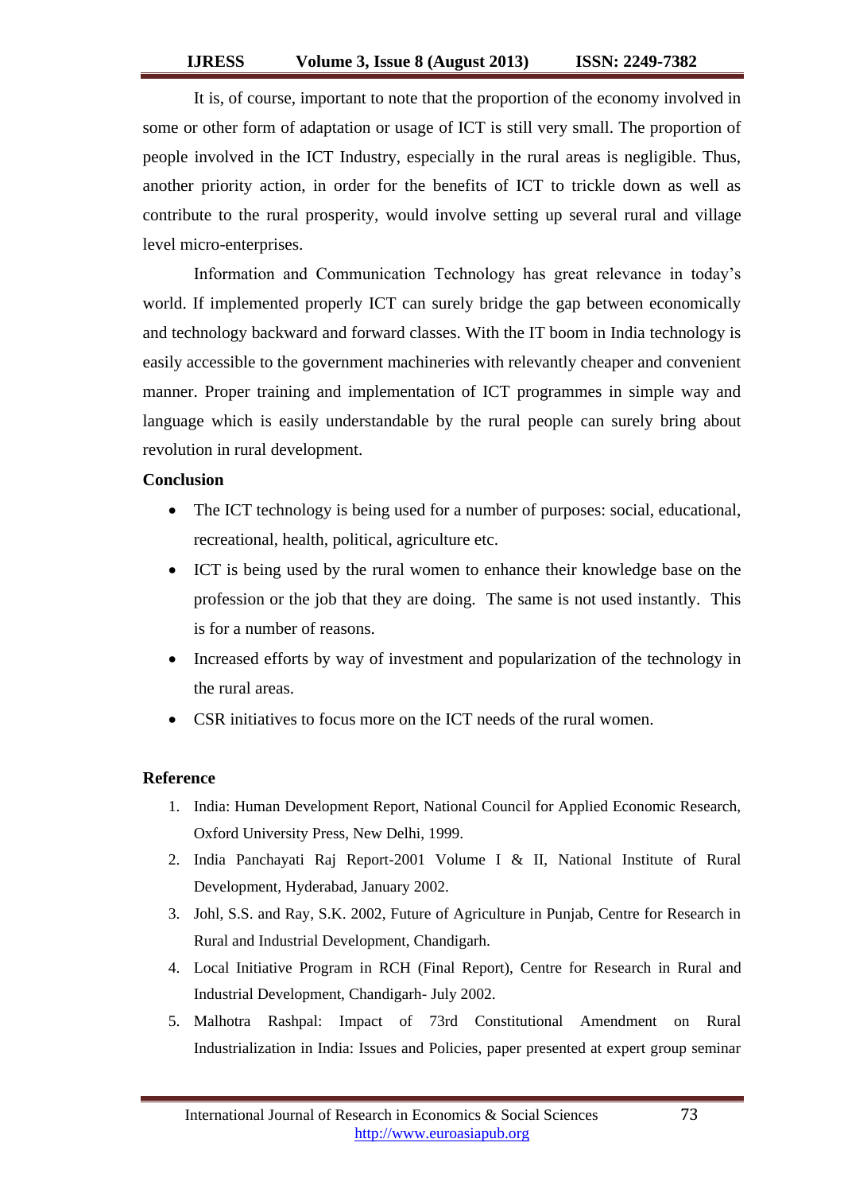It is, of course, important to note that the proportion of the economy involved in some or other form of adaptation or usage of ICT is still very small. The proportion of people involved in the ICT Industry, especially in the rural areas is negligible. Thus, another priority action, in order for the benefits of ICT to trickle down as well as contribute to the rural prosperity, would involve setting up several rural and village level micro-enterprises.

Information and Communication Technology has great relevance in today's world. If implemented properly ICT can surely bridge the gap between economically and technology backward and forward classes. With the IT boom in India technology is easily accessible to the government machineries with relevantly cheaper and convenient manner. Proper training and implementation of ICT programmes in simple way and language which is easily understandable by the rural people can surely bring about revolution in rural development.

**Conclusion**

- The ICT technology is being used for a number of purposes: social, educational, recreational, health, political, agriculture etc.
- ICT is being used by the rural women to enhance their knowledge base on the profession or the job that they are doing. The same is not used instantly. This is for a number of reasons.
- Increased efforts by way of investment and popularization of the technology in the rural areas.
- CSR initiatives to focus more on the ICT needs of the rural women.

**Reference**

1. India: Human Development Report, National Council for Applied Economic Research, Oxford University Press, New Delhi, 1999.
2. India Panchayati Raj Report-2001 Volume I & II, National Institute of Rural Development, Hyderabad, January 2002.
3. Johl, S.S. and Ray, S.K. 2002, Future of Agriculture in Punjab, Centre for Research in Rural and Industrial Development, Chandigarh.
4. Local Initiative Program in RCH (Final Report), Centre for Research in Rural and Industrial Development, Chandigarh- July 2002.
5. Malhotra Rashpal: Impact of 73rd Constitutional Amendment on Rural Industrialization in India: Issues and Policies, paper presented at expert group seminar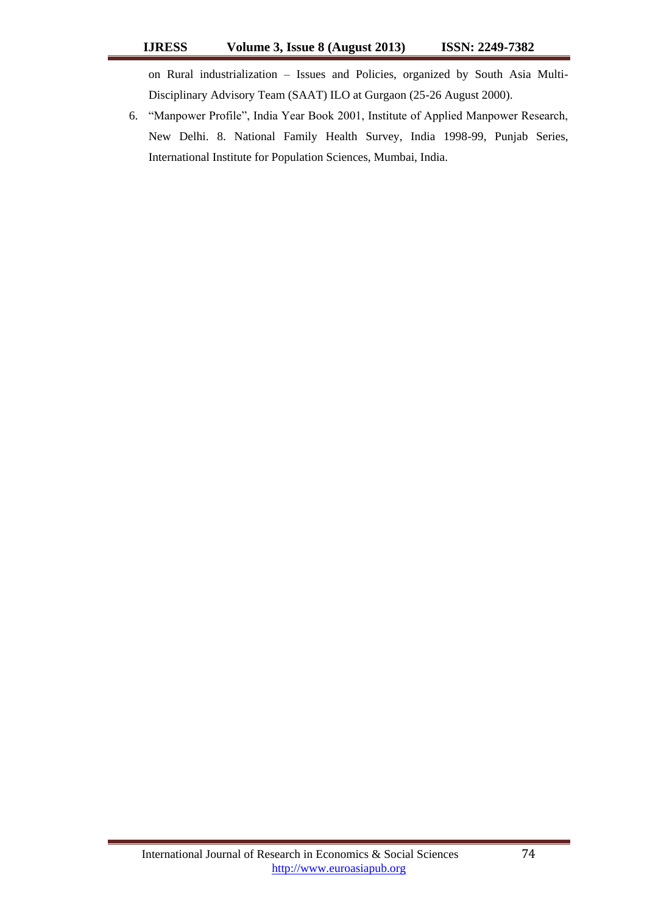on Rural industrialization – Issues and Policies, organized by South Asia Multi-Disciplinary Advisory Team (SAAT) ILO at Gurgaon (25-26 August 2000).

6. "Manpower Profile", India Year Book 2001, Institute of Applied Manpower Research, New Delhi. 8. National Family Health Survey, India 1998-99, Punjab Series, International Institute for Population Sciences, Mumbai, India.